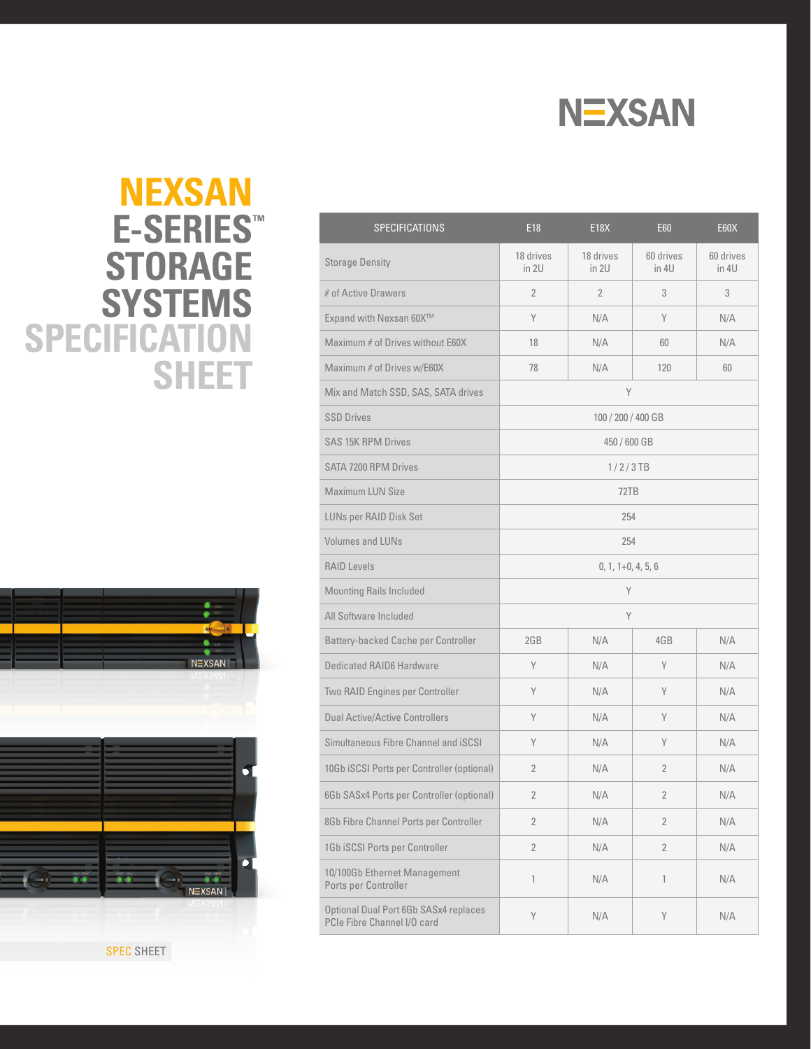# NEXSAN

# NEXSAN E-SERIES™ STORAGE SYSTEMS SPECIFICATION SHEET

| SPECIFICATIONS | E18 | E18X | E60 | E60X |
|---|---|---|---|---|
| Storage Density | 18 drives in 2U | 18 drives in 2U | 60 drives in 4U | 60 drives in 4U |
| # of Active Drawers | 2 | 2 | 3 | 3 |
| Expand with Nexsan 60X™ | Y | N/A | Y | N/A |
| Maximum # of Drives without E60X | 18 | N/A | 60 | N/A |
| Maximum # of Drives w/E60X | 78 | N/A | 120 | 60 |
| Mix and Match SSD, SAS, SATA drives | Y | | | |
| SSD Drives | 100 / 200 / 400 GB | | | |
| SAS 15K RPM Drives | 450 / 600 GB | | | |
| SATA 7200 RPM Drives | 1 / 2 / 3 TB | | | |
| Maximum LUN Size | 72TB | | | |
| LUNs per RAID Disk Set | 254 | | | |
| Volumes and LUNs | 254 | | | |
| RAID Levels | 0, 1, 1+0, 4, 5, 6 | | | |
| Mounting Rails Included | Y | | | |
| All Software Included | Y | | | |
| Battery-backed Cache per Controller | 2GB | N/A | 4GB | N/A |
| Dedicated RAID6 Hardware | Y | N/A | Y | N/A |
| Two RAID Engines per Controller | Y | N/A | Y | N/A |
| Dual Active/Active Controllers | Y | N/A | Y | N/A |
| Simultaneous Fibre Channel and iSCSI | Y | N/A | Y | N/A |
| 10Gb iSCSI Ports per Controller (optional) | 2 | N/A | 2 | N/A |
| 6Gb SASx4 Ports per Controller (optional) | 2 | N/A | 2 | N/A |
| 8Gb Fibre Channel Ports per Controller | 2 | N/A | 2 | N/A |
| 1Gb iSCSI Ports per Controller | 2 | N/A | 2 | N/A |
| 10/100Gb Ethernet Management Ports per Controller | 1 | N/A | 1 | N/A |
| Optional Dual Port 6Gb SASx4 replaces PCIe Fibre Channel I/O card | Y | N/A | Y | N/A |

SPEC SHEET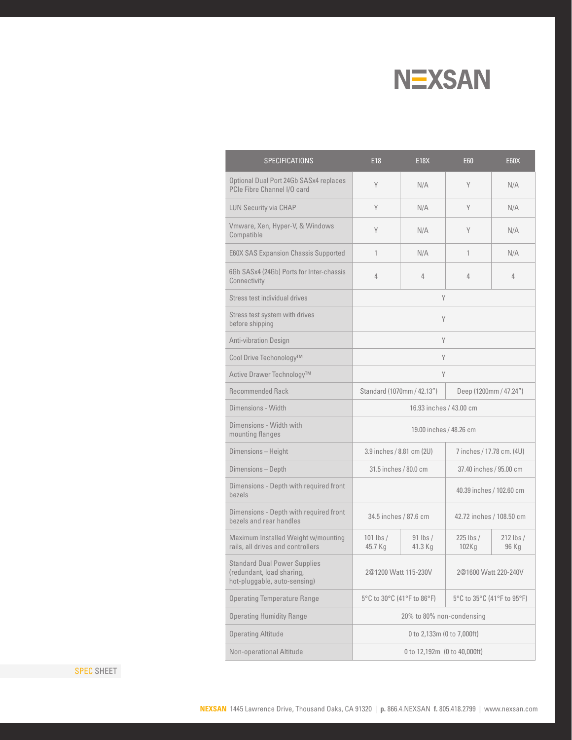| SPECIFICATIONS | E18 | E18X | E60 | E60X |
|---|---|---|---|---|
| Optional Dual Port 24Gb SASx4 replaces PCIe Fibre Channel I/O card | Y | N/A | Y | N/A |
| LUN Security via CHAP | Y | N/A | Y | N/A |
| Vmware, Xen, Hyper-V, & Windows Compatible | Y | N/A | Y | N/A |
| E60X SAS Expansion Chassis Supported | 1 | N/A | 1 | N/A |
| 6Gb SASx4 (24Gb) Ports for Inter-chassis Connectivity | 4 | 4 | 4 | 4 |
| Stress test individual drives | Y | | | |
| Stress test system with drives before shipping | Y | | | |
| Anti-vibration Design | Y | | | |
| Cool Drive Techonology™ | Y | | | |
| Active Drawer Technology™ | Y | | | |
| Recommended Rack | Standard (1070mm / 42.13") | | Deep (1200mm / 47.24") | |
| Dimensions - Width | 16.93 inches / 43.00 cm | | | |
| Dimensions - Width with mounting flanges | 19.00 inches / 48.26 cm | | | |
| Dimensions – Height | 3.9 inches / 8.81 cm (2U) | | 7 inches / 17.78 cm. (4U) | |
| Dimensions – Depth | 31.5 inches / 80.0 cm | | 37.40 inches / 95.00 cm | |
| Dimensions - Depth with required front bezels | | | 40.39 inches / 102.60 cm | |
| Dimensions - Depth with required front bezels and rear handles | 34.5 inches / 87.6 cm | | 42.72 inches / 108.50 cm | |
| Maximum Installed Weight w/mounting rails, all drives and controllers | 101 lbs / 45.7 Kg | 91 lbs / 41.3 Kg | 225 lbs / 102Kg | 212 lbs / 96 Kg |
| Standard Dual Power Supplies (redundant, load sharing, hot-pluggable, auto-sensing) | 2@1200 Watt 115-230V | | 2@1600 Watt 220-240V | |
| Operating Temperature Range | 5°C to 30°C (41°F to 86°F) | | 5°C to 35°C (41°F to 95°F) | |
| Operating Humidity Range | 20% to 80% non-condensing | | | |
| Operating Altitude | 0 to 2,133m (0 to 7,000ft) | | | |
| Non-operational Altitude | 0 to 12,192m (0 to 40,000ft) | | | |